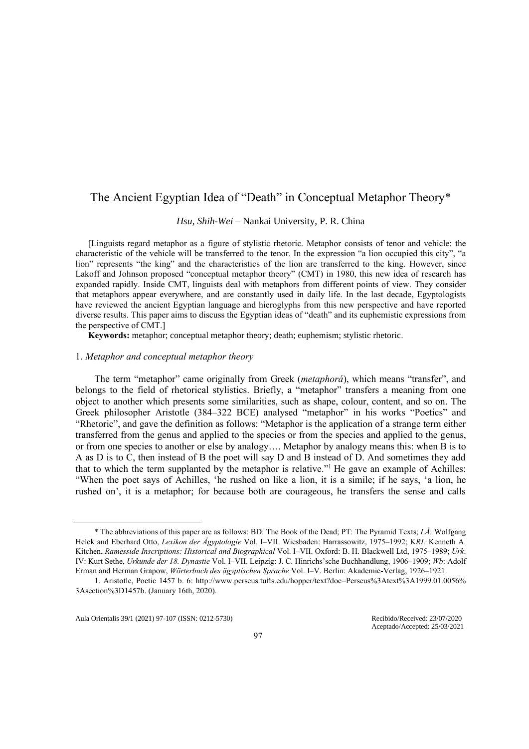# The Ancient Egyptian Idea of "Death" in Conceptual Metaphor Theory*

*Hsu, Shih-Wei* – Nankai University, P. R. China

[Linguists regard metaphor as a figure of stylistic rhetoric. Metaphor consists of tenor and vehicle: the characteristic of the vehicle will be transferred to the tenor. In the expression "a lion occupied this city", "a lion" represents "the king" and the characteristics of the lion are transferred to the king. However, since Lakoff and Johnson proposed "conceptual metaphor theory" (CMT) in 1980, this new idea of research has expanded rapidly. Inside CMT, linguists deal with metaphors from different points of view. They consider that metaphors appear everywhere, and are constantly used in daily life. In the last decade, Egyptologists have reviewed the ancient Egyptian language and hieroglyphs from this new perspective and have reported diverse results. This paper aims to discuss the Egyptian ideas of "death" and its euphemistic expressions from the perspective of CMT.]

**Keywords:** metaphor; conceptual metaphor theory; death; euphemism; stylistic rhetoric.

## 1. *Metaphor and conceptual metaphor theory*

The term "metaphor" came originally from Greek (*metaphorá*), which means "transfer", and belongs to the field of rhetorical stylistics. Briefly, a "metaphor" transfers a meaning from one object to another which presents some similarities, such as shape, colour, content, and so on. The Greek philosopher Aristotle (384–322 BCE) analysed "metaphor" in his works "Poetics" and "Rhetoric", and gave the definition as follows: "Metaphor is the application of a strange term either transferred from the genus and applied to the species or from the species and applied to the genus, or from one species to another or else by analogy…. Metaphor by analogy means this: when B is to A as D is to C, then instead of B the poet will say D and B instead of D. And sometimes they add that to which the term supplanted by the metaphor is relative."[1] He gave an example of Achilles: "When the poet says of Achilles, 'he rushed on like a lion, it is a simile; if he says, 'a lion, he rushed on', it is a metaphor; for because both are courageous, he transfers the sense and calls

---

\* The abbreviations of this paper are as follows: BD: The Book of the Dead; PT: The Pyramid Texts; *LÄ*: Wolfgang Helck and Eberhard Otto, *Lexikon der Ägyptologie* Vol. I–VII. Wiesbaden: Harrassowitz, 1975–1992; K*RI:* Kenneth A. Kitchen, *Ramesside Inscriptions: Historical and Biographical* Vol. I–VII. Oxford: B. H. Blackwell Ltd, 1975–1989; *Urk.* IV: Kurt Sethe, *Urkunde der 18. Dynastie* Vol. I–VII. Leipzig: J. C. Hinrichs'sche Buchhandlung, 1906–1909; *Wb*: Adolf Erman and Herman Grapow, *Wörterbuch des ägyptischen Sprache* Vol. I–V. Berlin: Akademie-Verlag, 1926–1921.

1. Aristotle, Poetic 1457 b. 6: http://www.perseus.tufts.edu/hopper/text?doc=Perseus%3Atext%3A1999.01.0056%3Asection%3D1457b. (January 16th, 2020).

Recibido/Received: 23/07/2020
Aceptado/Accepted: 25/03/2021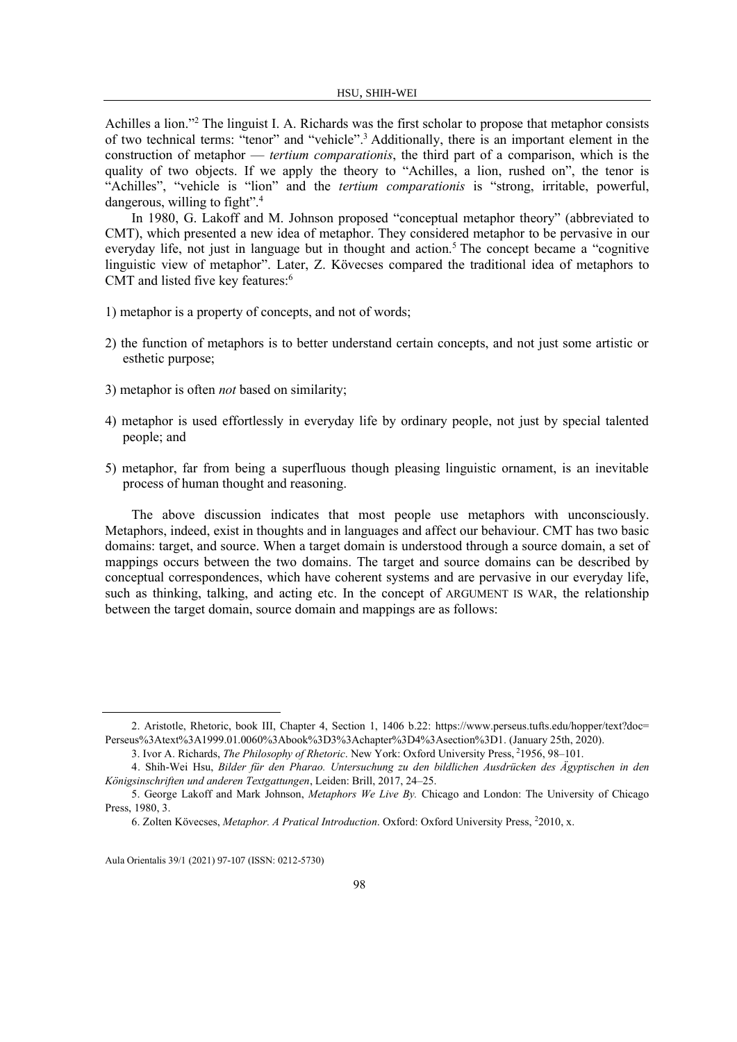Achilles a lion."[2] The linguist I. A. Richards was the first scholar to propose that metaphor consists of two technical terms: "tenor" and "vehicle".[3] Additionally, there is an important element in the construction of metaphor — *tertium comparationis*, the third part of a comparison, which is the quality of two objects. If we apply the theory to "Achilles, a lion, rushed on", the tenor is "Achilles", "vehicle is "lion" and the *tertium comparationis* is "strong, irritable, powerful, dangerous, willing to fight".[4]

In 1980, G. Lakoff and M. Johnson proposed "conceptual metaphor theory" (abbreviated to CMT), which presented a new idea of metaphor. They considered metaphor to be pervasive in our everyday life, not just in language but in thought and action.[5] The concept became a "cognitive linguistic view of metaphor". Later, Z. Kövecses compared the traditional idea of metaphors to CMT and listed five key features:[6]

1) metaphor is a property of concepts, and not of words;

2) the function of metaphors is to better understand certain concepts, and not just some artistic or esthetic purpose;

3) metaphor is often *not* based on similarity;

4) metaphor is used effortlessly in everyday life by ordinary people, not just by special talented people; and

5) metaphor, far from being a superfluous though pleasing linguistic ornament, is an inevitable process of human thought and reasoning.

The above discussion indicates that most people use metaphors with unconsciously. Metaphors, indeed, exist in thoughts and in languages and affect our behaviour. CMT has two basic domains: target, and source. When a target domain is understood through a source domain, a set of mappings occurs between the two domains. The target and source domains can be described by conceptual correspondences, which have coherent systems and are pervasive in our everyday life, such as thinking, talking, and acting etc. In the concept of ARGUMENT IS WAR, the relationship between the target domain, source domain and mappings are as follows:

---

2. Aristotle, Rhetoric, book III, Chapter 4, Section 1, 1406 b.22: https://www.perseus.tufts.edu/hopper/text?doc=Perseus%3Atext%3A1999.01.0060%3Abook%3D3%3Achapter%3D4%3Asection%3D1. (January 25th, 2020).

3. Ivor A. Richards, *The Philosophy of Rhetoric*. New York: Oxford University Press, [2]1956, 98–101.

4. Shih-Wei Hsu, *Bilder für den Pharao. Untersuchung zu den bildlichen Ausdrücken des Ägyptischen in den Königsinschriften und anderen Textgattungen*, Leiden: Brill, 2017, 24–25.

5. George Lakoff and Mark Johnson, *Metaphors We Live By.* Chicago and London: The University of Chicago Press, 1980, 3.

6. Zolten Kövecses, *Metaphor. A Pratical Introduction*. Oxford: Oxford University Press, [2]2010, x.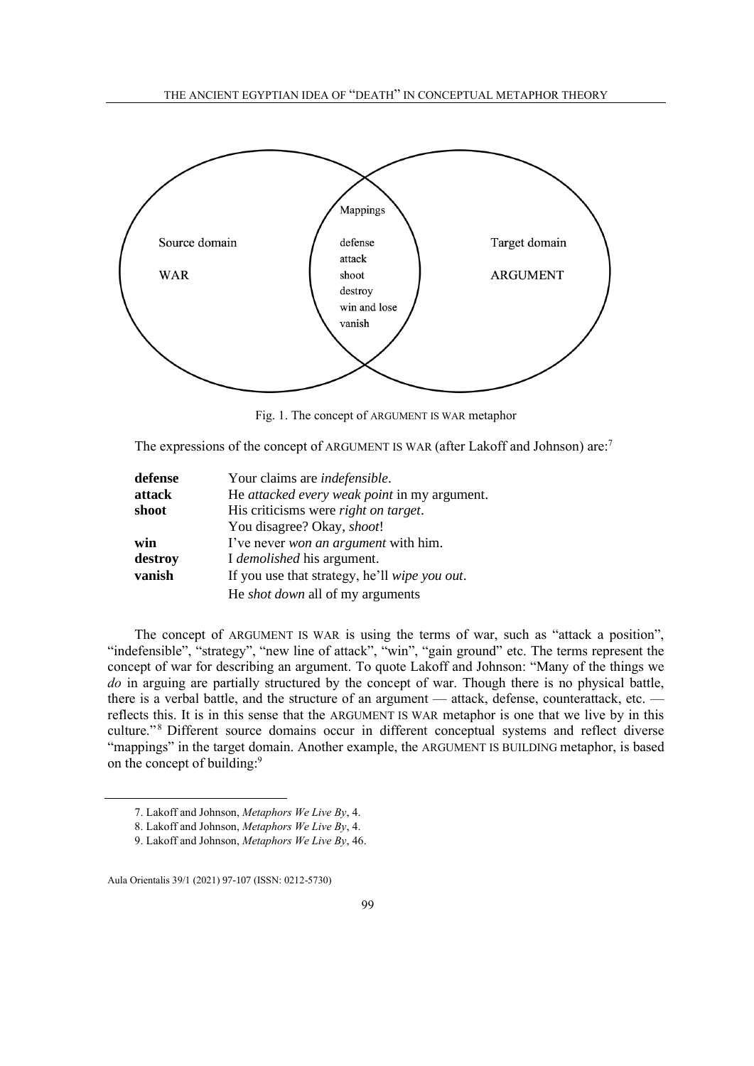Source domain

WAR

Mappings

defense
attack
shoot
destroy
win and lose
vanish

Target domain

ARGUMENT

Fig. 1. The concept of ARGUMENT IS WAR metaphor

The expressions of the concept of ARGUMENT IS WAR (after Lakoff and Johnson) are:[7]

| | |
|---|---|
| **defense** | Your claims are *indefensible*. |
| **attack** | He *attacked every weak point* in my argument. |
| **shoot** | His criticisms were *right on target*. |
| | You disagree? Okay, *shoot*! |
| **win** | I've never *won an argument* with him. |
| **destroy** | I *demolished* his argument. |
| **vanish** | If you use that strategy, he'll *wipe you out*. |
| | He *shot down* all of my arguments |

The concept of ARGUMENT IS WAR is using the terms of war, such as "attack a position", "indefensible", "strategy", "new line of attack", "win", "gain ground" etc. The terms represent the concept of war for describing an argument. To quote Lakoff and Johnson: "Many of the things we *do* in arguing are partially structured by the concept of war. Though there is no physical battle, there is a verbal battle, and the structure of an argument — attack, defense, counterattack, etc. — reflects this. It is in this sense that the ARGUMENT IS WAR metaphor is one that we live by in this culture."[8] Different source domains occur in different conceptual systems and reflect diverse "mappings" in the target domain. Another example, the ARGUMENT IS BUILDING metaphor, is based on the concept of building:[9]

---

7. Lakoff and Johnson, *Metaphors We Live By*, 4.

8. Lakoff and Johnson, *Metaphors We Live By*, 4.

9. Lakoff and Johnson, *Metaphors We Live By*, 46.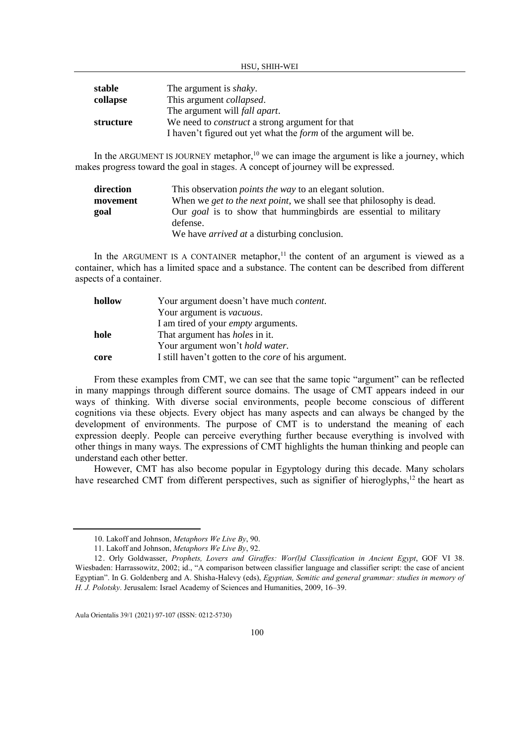| | |
|---|---|
| **stable** | The argument is *shaky*. |
| **collapse** | This argument *collapsed*. |
| | The argument will *fall apart*. |
| **structure** | We need to *construct* a strong argument for that |
| | I haven't figured out yet what the *form* of the argument will be. |

In the ARGUMENT IS JOURNEY metaphor,[10] we can image the argument is like a journey, which makes progress toward the goal in stages. A concept of journey will be expressed.

| | |
|---|---|
| **direction** | This observation *points the way* to an elegant solution. |
| **movement** | When we *get to the next point*, we shall see that philosophy is dead. |
| **goal** | Our *goal* is to show that hummingbirds are essential to military defense. |
| | We have *arrived at* a disturbing conclusion. |

In the ARGUMENT IS A CONTAINER metaphor,[11] the content of an argument is viewed as a container, which has a limited space and a substance. The content can be described from different aspects of a container.

| | |
|---|---|
| **hollow** | Your argument doesn't have much *content*. |
| | Your argument is *vacuous*. |
| | I am tired of your *empty* arguments. |
| **hole** | That argument has *holes* in it. |
| | Your argument won't *hold water*. |
| **core** | I still haven't gotten to the *core* of his argument. |

From these examples from CMT, we can see that the same topic "argument" can be reflected in many mappings through different source domains. The usage of CMT appears indeed in our ways of thinking. With diverse social environments, people become conscious of different cognitions via these objects. Every object has many aspects and can always be changed by the development of environments. The purpose of CMT is to understand the meaning of each expression deeply. People can perceive everything further because everything is involved with other things in many ways. The expressions of CMT highlights the human thinking and people can understand each other better.

However, CMT has also become popular in Egyptology during this decade. Many scholars have researched CMT from different perspectives, such as signifier of hieroglyphs,[12] the heart as

---

10. Lakoff and Johnson, *Metaphors We Live By*, 90.

11. Lakoff and Johnson, *Metaphors We Live By*, 92.

12. Orly Goldwasser, *Prophets, Lovers and Giraffes: Wor(l)d Classification in Ancient Egypt*, GOF VI 38. Wiesbaden: Harrassowitz, 2002; id., "A comparison between classifier language and classifier script: the case of ancient Egyptian". In G. Goldenberg and A. Shisha-Halevy (eds), *Egyptian, Semitic and general grammar: studies in memory of H. J. Polotsky*. Jerusalem: Israel Academy of Sciences and Humanities, 2009, 16–39.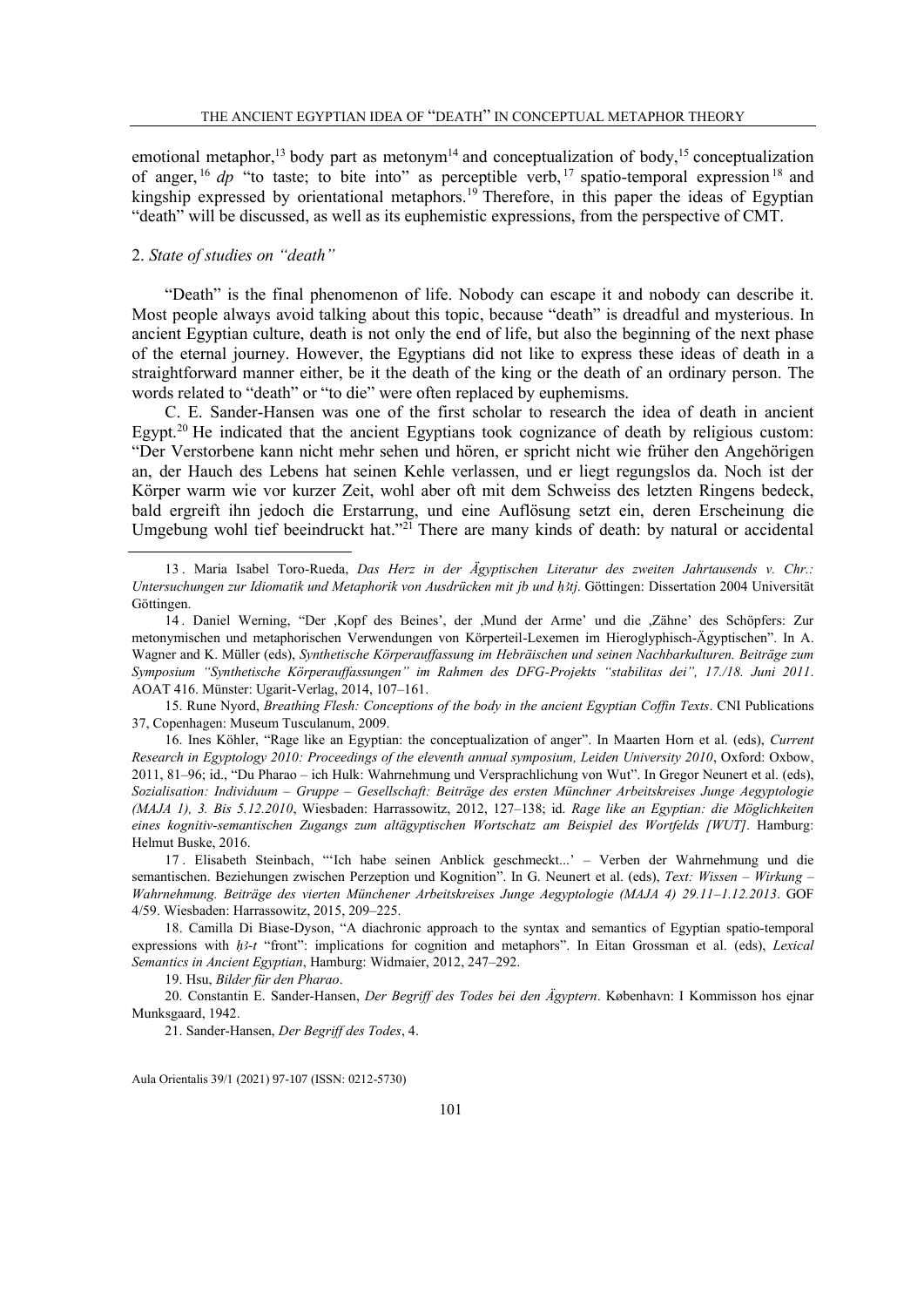emotional metaphor,[13] body part as metonym[14] and conceptualization of body,[15] conceptualization of anger,[16] *dp* "to taste; to bite into" as perceptible verb,[17] spatio-temporal expression[18] and kingship expressed by orientational metaphors.[19] Therefore, in this paper the ideas of Egyptian "death" will be discussed, as well as its euphemistic expressions, from the perspective of CMT.

## 2. *State of studies on "death"*

"Death" is the final phenomenon of life. Nobody can escape it and nobody can describe it. Most people always avoid talking about this topic, because "death" is dreadful and mysterious. In ancient Egyptian culture, death is not only the end of life, but also the beginning of the next phase of the eternal journey. However, the Egyptians did not like to express these ideas of death in a straightforward manner either, be it the death of the king or the death of an ordinary person. The words related to "death" or "to die" were often replaced by euphemisms.

C. E. Sander-Hansen was one of the first scholar to research the idea of death in ancient Egypt.[20] He indicated that the ancient Egyptians took cognizance of death by religious custom: "Der Verstorbene kann nicht mehr sehen und hören, er spricht nicht wie früher den Angehörigen an, der Hauch des Lebens hat seinen Kehle verlassen, und er liegt regungslos da. Noch ist der Körper warm wie vor kurzer Zeit, wohl aber oft mit dem Schweiss des letzten Ringens bedeck, bald ergreift ihn jedoch die Erstarrung, und eine Auflösung setzt ein, deren Erscheinung die Umgebung wohl tief beeindruckt hat."[21] There are many kinds of death: by natural or accidental

---

13. Maria Isabel Toro-Rueda, *Das Herz in der Ägyptischen Literatur des zweiten Jahrtausends v. Chr.: Untersuchungen zur Idiomatik und Metaphorik von Ausdrücken mit jb und ḥꜣtj*. Göttingen: Dissertation 2004 Universität Göttingen.

14. Daniel Werning, "Der ‚Kopf des Beines', der ‚Mund der Arme' und die ‚Zähne' des Schöpfers: Zur metonymischen und metaphorischen Verwendungen von Körperteil-Lexemen im Hieroglyphisch-Ägyptischen". In A. Wagner and K. Müller (eds), *Synthetische Körperauffassung im Hebräischen und seinen Nachbarkulturen. Beiträge zum Symposium "Synthetische Körperauffassungen" im Rahmen des DFG-Projekts "stabilitas dei", 17./18. Juni 2011*. AOAT 416. Münster: Ugarit-Verlag, 2014, 107–161.

15. Rune Nyord, *Breathing Flesh: Conceptions of the body in the ancient Egyptian Coffin Texts*. CNI Publications 37, Copenhagen: Museum Tusculanum, 2009.

16. Ines Köhler, "Rage like an Egyptian: the conceptualization of anger". In Maarten Horn et al. (eds), *Current Research in Egyptology 2010: Proceedings of the eleventh annual symposium, Leiden University 2010*, Oxford: Oxbow, 2011, 81–96; id., "Du Pharao – ich Hulk: Wahrnehmung und Versprachlichung von Wut". In Gregor Neunert et al. (eds), *Sozialisation: Individuum – Gruppe – Gesellschaft: Beiträge des ersten Münchner Arbeitskreises Junge Aegyptologie (MAJA 1), 3. Bis 5.12.2010*, Wiesbaden: Harrassowitz, 2012, 127–138; id. *Rage like an Egyptian: die Möglichkeiten eines kognitiv-semantischen Zugangs zum altägyptischen Wortschatz am Beispiel des Wortfelds [WUT]*. Hamburg: Helmut Buske, 2016.

17. Elisabeth Steinbach, "'Ich habe seinen Anblick geschmeckt...' – Verben der Wahrnehmung und die semantischen. Beziehungen zwischen Perzeption und Kognition". In G. Neunert et al. (eds), *Text: Wissen – Wirkung – Wahrnehmung. Beiträge des vierten Münchener Arbeitskreises Junge Aegyptologie (MAJA 4) 29.11–1.12.2013*. GOF 4/59. Wiesbaden: Harrassowitz, 2015, 209–225.

18. Camilla Di Biase-Dyson, "A diachronic approach to the syntax and semantics of Egyptian spatio-temporal expressions with *ḥꜣ-t* "front": implications for cognition and metaphors". In Eitan Grossman et al. (eds), *Lexical Semantics in Ancient Egyptian*, Hamburg: Widmaier, 2012, 247–292.

19. Hsu, *Bilder für den Pharao*.

20. Constantin E. Sander-Hansen, *Der Begriff des Todes bei den Ägyptern*. København: I Kommisson hos ejnar Munksgaard, 1942.

21. Sander-Hansen, *Der Begriff des Todes*, 4.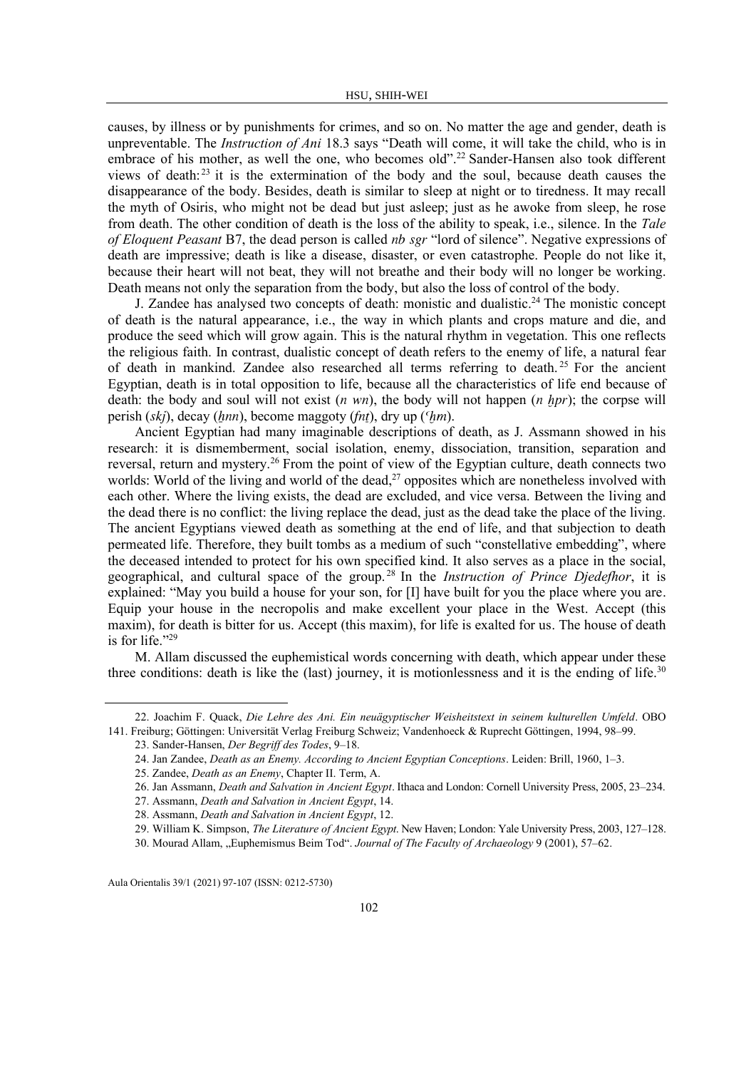causes, by illness or by punishments for crimes, and so on. No matter the age and gender, death is unpreventable. The *Instruction of Ani* 18.3 says "Death will come, it will take the child, who is in embrace of his mother, as well the one, who becomes old".[22] Sander-Hansen also took different views of death:[23] it is the extermination of the body and the soul, because death causes the disappearance of the body. Besides, death is similar to sleep at night or to tiredness. It may recall the myth of Osiris, who might not be dead but just asleep; just as he awoke from sleep, he rose from death. The other condition of death is the loss of the ability to speak, i.e., silence. In the *Tale of Eloquent Peasant* B7, the dead person is called *nb sgr* "lord of silence". Negative expressions of death are impressive; death is like a disease, disaster, or even catastrophe. People do not like it, because their heart will not beat, they will not breathe and their body will no longer be working. Death means not only the separation from the body, but also the loss of control of the body.

J. Zandee has analysed two concepts of death: monistic and dualistic.[24] The monistic concept of death is the natural appearance, i.e., the way in which plants and crops mature and die, and produce the seed which will grow again. This is the natural rhythm in vegetation. This one reflects the religious faith. In contrast, dualistic concept of death refers to the enemy of life, a natural fear of death in mankind. Zandee also researched all terms referring to death.[25] For the ancient Egyptian, death is in total opposition to life, because all the characteristics of life end because of death: the body and soul will not exist (*n wn*), the body will not happen (*n ḫpr*); the corpse will perish (*skj*), decay (*ḫnn*), become maggoty (*fnṯ*), dry up (*ʿḫm*).

Ancient Egyptian had many imaginable descriptions of death, as J. Assmann showed in his research: it is dismemberment, social isolation, enemy, dissociation, transition, separation and reversal, return and mystery.[26] From the point of view of the Egyptian culture, death connects two worlds: World of the living and world of the dead,[27] opposites which are nonetheless involved with each other. Where the living exists, the dead are excluded, and vice versa. Between the living and the dead there is no conflict: the living replace the dead, just as the dead take the place of the living. The ancient Egyptians viewed death as something at the end of life, and that subjection to death permeated life. Therefore, they built tombs as a medium of such "constellative embedding", where the deceased intended to protect for his own specified kind. It also serves as a place in the social, geographical, and cultural space of the group.[28] In the *Instruction of Prince Djedefhor*, it is explained: "May you build a house for your son, for [I] have built for you the place where you are. Equip your house in the necropolis and make excellent your place in the West. Accept (this maxim), for death is bitter for us. Accept (this maxim), for life is exalted for us. The house of death is for life."[29]

M. Allam discussed the euphemistical words concerning with death, which appear under these three conditions: death is like the (last) journey, it is motionlessness and it is the ending of life.[30]

---

22. Joachim F. Quack, *Die Lehre des Ani. Ein neuägyptischer Weisheitstext in seinem kulturellen Umfeld*. OBO 141. Freiburg; Göttingen: Universität Verlag Freiburg Schweiz; Vandenhoeck & Ruprecht Göttingen, 1994, 98–99.

23. Sander-Hansen, *Der Begriff des Todes*, 9–18.

24. Jan Zandee, *Death as an Enemy. According to Ancient Egyptian Conceptions*. Leiden: Brill, 1960, 1–3.

25. Zandee, *Death as an Enemy*, Chapter II. Term, A.

26. Jan Assmann, *Death and Salvation in Ancient Egypt*. Ithaca and London: Cornell University Press, 2005, 23–234.

27. Assmann, *Death and Salvation in Ancient Egypt*, 14.

28. Assmann, *Death and Salvation in Ancient Egypt*, 12.

29. William K. Simpson, *The Literature of Ancient Egypt*. New Haven; London: Yale University Press, 2003, 127–128.

30. Mourad Allam, „Euphemismus Beim Tod". *Journal of The Faculty of Archaeology* 9 (2001), 57–62.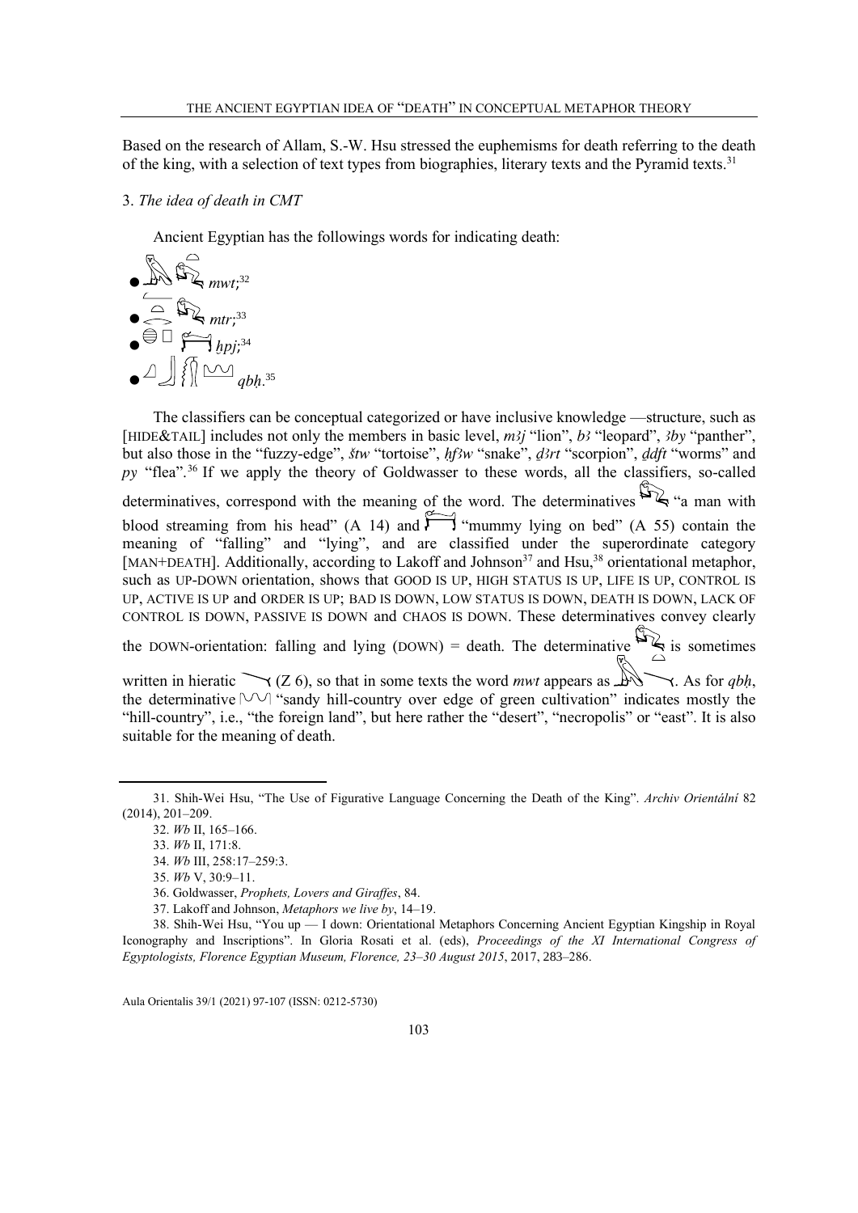Based on the research of Allam, S.-W. Hsu stressed the euphemisms for death referring to the death of the king, with a selection of text types from biographies, literary texts and the Pyramid texts.[31]

## 3. *The idea of death in CMT*

Ancient Egyptian has the followings words for indicating death:

- *mwt*;[32]
- *mtr*;[33]
- *ḥpj*;[34]
- *qbḥ*.[35]

The classifiers can be conceptual categorized or have inclusive knowledge —structure, such as [HIDE&TAIL] includes not only the members in basic level, *mꜣj* "lion", *bꜣ* "leopard", *ꜣby* "panther", but also those in the "fuzzy-edge", *štw* "tortoise", *ḥfꜣw* "snake", *ḏꜣrt* "scorpion", *ḏdft* "worms" and *py* "flea".[36] If we apply the theory of Goldwasser to these words, all the classifiers, so-called determinatives, correspond with the meaning of the word. The determinatives "a man with blood streaming from his head" (A 14) and "mummy lying on bed" (A 55) contain the meaning of "falling" and "lying", and are classified under the superordinate category [MAN+DEATH]. Additionally, according to Lakoff and Johnson[37] and Hsu,[38] orientational metaphor, such as UP-DOWN orientation, shows that GOOD IS UP, HIGH STATUS IS UP, LIFE IS UP, CONTROL IS UP, ACTIVE IS UP and ORDER IS UP; BAD IS DOWN, LOW STATUS IS DOWN, DEATH IS DOWN, LACK OF CONTROL IS DOWN, PASSIVE IS DOWN and CHAOS IS DOWN. These determinatives convey clearly the DOWN-orientation: falling and lying (DOWN) = death. The determinative is sometimes written in hieratic (Z 6), so that in some texts the word *mwt* appears as . As for *qbḥ*, the determinative "sandy hill-country over edge of green cultivation" indicates mostly the "hill-country", i.e., "the foreign land", but here rather the "desert", "necropolis" or "east". It is also suitable for the meaning of death.

---

31. Shih-Wei Hsu, "The Use of Figurative Language Concerning the Death of the King". *Archiv Orientální* 82 (2014), 201–209.

32. *Wb* II, 165–166.

33. *Wb* II, 171:8.

34. *Wb* III, 258:17–259:3.

35. *Wb* V, 30:9–11.

36. Goldwasser, *Prophets, Lovers and Giraffes*, 84.

37. Lakoff and Johnson, *Metaphors we live by*, 14–19.

38. Shih-Wei Hsu, "You up — I down: Orientational Metaphors Concerning Ancient Egyptian Kingship in Royal Iconography and Inscriptions". In Gloria Rosati et al. (eds), *Proceedings of the XI International Congress of Egyptologists, Florence Egyptian Museum, Florence, 23–30 August 2015*, 2017, 283–286.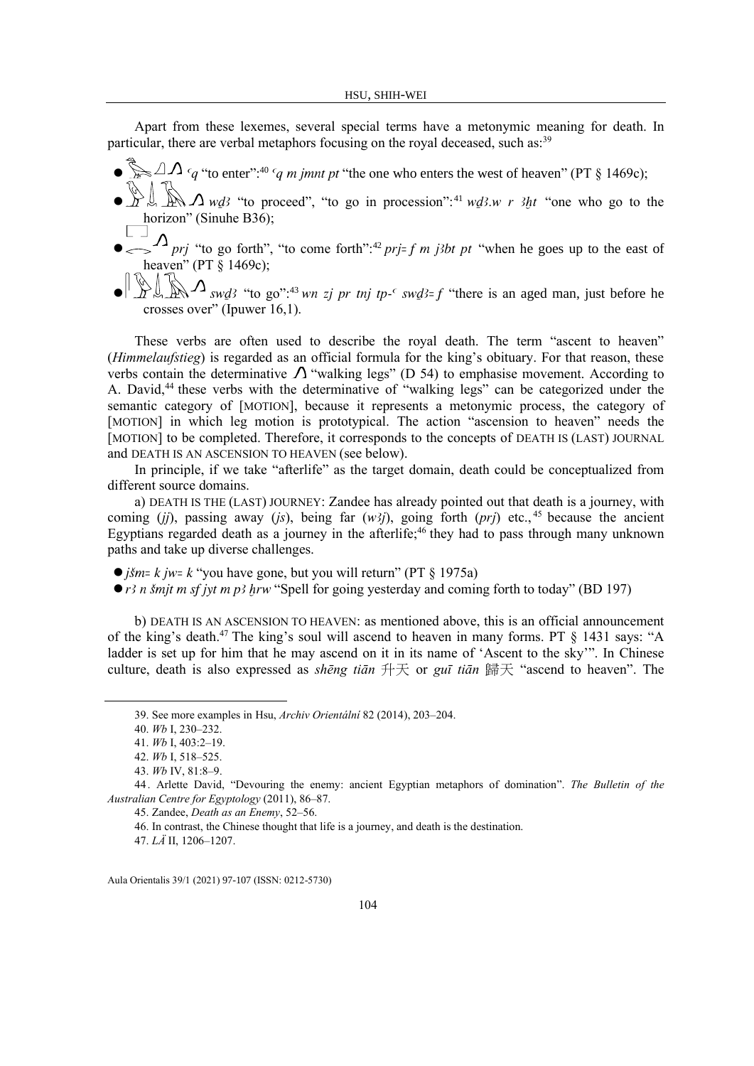Apart from these lexemes, several special terms have a metonymic meaning for death. In particular, there are verbal metaphors focusing on the royal deceased, such as:[39]

- *ʿq* "to enter":[40] *ʿq m jmnt pt* "the one who enters the west of heaven" (PT § 1469c);
- *wḏꜣ* "to proceed", "to go in procession":[41] *wḏꜣ.w r ꜣḫt* "one who go to the horizon" (Sinuhe B36);
- *prj* "to go forth", "to come forth":[42] *prj=f m jꜣbt pt* "when he goes up to the east of heaven" (PT § 1469c);
- *swḏꜣ* "to go":[43] *wn zj pr tnj tp-ʿ swḏꜣ=f* "there is an aged man, just before he crosses over" (Ipuwer 16,1).

These verbs are often used to describe the royal death. The term "ascent to heaven" (*Himmelaufstieg*) is regarded as an official formula for the king's obituary. For that reason, these verbs contain the determinative "walking legs" (D 54) to emphasise movement. According to A. David,[44] these verbs with the determinative of "walking legs" can be categorized under the semantic category of [MOTION], because it represents a metonymic process, the category of [MOTION] in which leg motion is prototypical. The action "ascension to heaven" needs the [MOTION] to be completed. Therefore, it corresponds to the concepts of DEATH IS (LAST) JOURNAL and DEATH IS AN ASCENSION TO HEAVEN (see below).

In principle, if we take "afterlife" as the target domain, death could be conceptualized from different source domains.

a) DEATH IS THE (LAST) JOURNEY: Zandee has already pointed out that death is a journey, with coming (*jj*), passing away (*js*), being far (*wꜣj*), going forth (*prj*) etc.,[45] because the ancient Egyptians regarded death as a journey in the afterlife;[46] they had to pass through many unknown paths and take up diverse challenges.

- *jšm=k jw=k* "you have gone, but you will return" (PT § 1975a)
- *rꜣ n šmjt m sf jyt m pꜣ hrw* "Spell for going yesterday and coming forth to today" (BD 197)

b) DEATH IS AN ASCENSION TO HEAVEN: as mentioned above, this is an official announcement of the king's death.[47] The king's soul will ascend to heaven in many forms. PT § 1431 says: "A ladder is set up for him that he may ascend on it in its name of 'Ascent to the sky'". In Chinese culture, death is also expressed as *shēng tiān* 升天 or *guī tiān* 歸天 "ascend to heaven". The

---

39. See more examples in Hsu, *Archiv Orientální* 82 (2014), 203–204.

40. *Wb* I, 230–232.

41. *Wb* I, 403:2–19.

42. *Wb* I, 518–525.

43. *Wb* IV, 81:8–9.

44. Arlette David, "Devouring the enemy: ancient Egyptian metaphors of domination". *The Bulletin of the Australian Centre for Egyptology* (2011), 86–87.

45. Zandee, *Death as an Enemy*, 52–56.

46. In contrast, the Chinese thought that life is a journey, and death is the destination.

47. *LÄ* II, 1206–1207.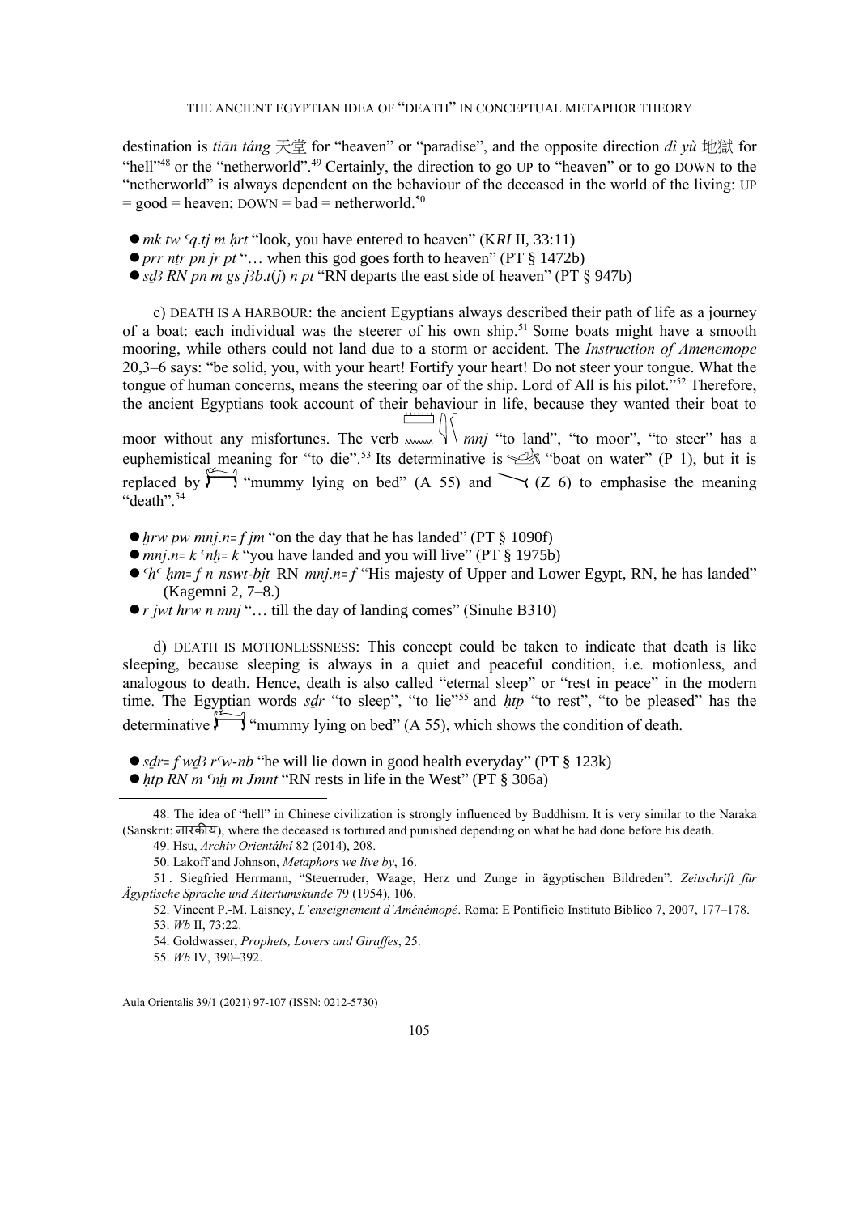destination is *tiān táng* 天堂 for "heaven" or "paradise", and the opposite direction *dì yù* 地獄 for "hell"[48] or the "netherworld".[49] Certainly, the direction to go UP to "heaven" or to go DOWN to the "netherworld" is always dependent on the behaviour of the deceased in the world of the living: UP = good = heaven; DOWN = bad = netherworld.[50]

- *mk tw ʿq.tj m ḥrt* "look, you have entered to heaven" (K*RI* II, 33:11)
- *prr nṯr pn jr pt* "… when this god goes forth to heaven" (PT § 1472b)
- *sḏꜣ RN pn m gs jꜣb.t*(*j*) *n pt* "RN departs the east side of heaven" (PT § 947b)

c) DEATH IS A HARBOUR: the ancient Egyptians always described their path of life as a journey of a boat: each individual was the steerer of his own ship.[51] Some boats might have a smooth mooring, while others could not land due to a storm or accident. The *Instruction of Amenemope* 20,3–6 says: "be solid, you, with your heart! Fortify your heart! Do not steer your tongue. What the tongue of human concerns, means the steering oar of the ship. Lord of All is his pilot."[52] Therefore, the ancient Egyptians took account of their behaviour in life, because they wanted their boat to moor without any misfortunes. The verb *mnj* "to land", "to moor", "to steer" has a euphemistical meaning for "to die".[53] Its determinative is "boat on water" (P 1), but it is replaced by "mummy lying on bed" (A 55) and (Z 6) to emphasise the meaning "death".[54]

- *ḥrw pw mnj.n=f jm* "on the day that he has landed" (PT § 1090f)
- *mnj.n=k ʿnḫ=k* "you have landed and you will live" (PT § 1975b)
- *ʿḥʿ ḥm=f n nswt-bjt* RN *mnj.n=f* "His majesty of Upper and Lower Egypt, RN, he has landed" (Kagemni 2, 7–8.)
- *r jwt hrw n mnj* "… till the day of landing comes" (Sinuhe B310)

d) DEATH IS MOTIONLESSNESS: This concept could be taken to indicate that death is like sleeping, because sleeping is always in a quiet and peaceful condition, i.e. motionless, and analogous to death. Hence, death is also called "eternal sleep" or "rest in peace" in the modern time. The Egyptian words *sḏr* "to sleep", "to lie"[55] and *ḥtp* "to rest", "to be pleased" has the determinative "mummy lying on bed" (A 55), which shows the condition of death.

- *sḏr=f wḏꜣ rʿw-nb* "he will lie down in good health everyday" (PT § 123k)
- *ḥtp RN m ʿnḫ m Jmnt* "RN rests in life in the West" (PT § 306a)

---

48. The idea of "hell" in Chinese civilization is strongly influenced by Buddhism. It is very similar to the Naraka (Sanskrit: नारकीय), where the deceased is tortured and punished depending on what he had done before his death.

49. Hsu, *Archiv Orientální* 82 (2014), 208.

50. Lakoff and Johnson, *Metaphors we live by*, 16.

51. Siegfried Herrmann, "Steuerruder, Waage, Herz und Zunge in ägyptischen Bildreden". *Zeitschrift für Ägyptische Sprache und Altertumskunde* 79 (1954), 106.

52. Vincent P.-M. Laisney, *L'enseignement d'Aménémopé*. Roma: E Pontificio Instituto Biblico 7, 2007, 177–178.

53. *Wb* II, 73:22.

54. Goldwasser, *Prophets, Lovers and Giraffes*, 25.

55. *Wb* IV, 390–392.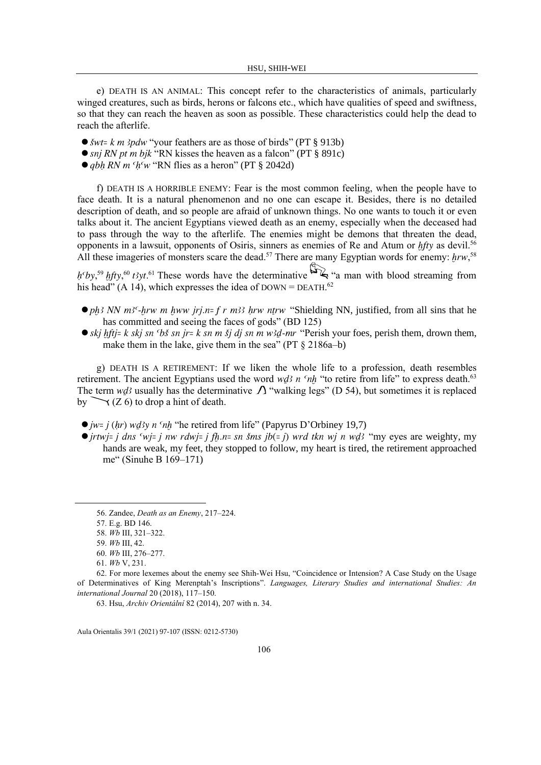e) DEATH IS AN ANIMAL: This concept refer to the characteristics of animals, particularly winged creatures, such as birds, herons or falcons etc., which have qualities of speed and swiftness, so that they can reach the heaven as soon as possible. These characteristics could help the dead to reach the afterlife.

- *šwt= k m ꜣpdw* "your feathers are as those of birds" (PT § 913b)
- *snj RN pt m bjk* "RN kisses the heaven as a falcon" (PT § 891c)
- *qbḥ RN m ꜥḥꜥw* "RN flies as a heron" (PT § 2042d)

f) DEATH IS A HORRIBLE ENEMY: Fear is the most common feeling, when the people have to face death. It is a natural phenomenon and no one can escape it. Besides, there is no detailed description of death, and so people are afraid of unknown things. No one wants to touch it or even talks about it. The ancient Egyptians viewed death as an enemy, especially when the deceased had to pass through the way to the afterlife. The enemies might be demons that threaten the dead, opponents in a lawsuit, opponents of Osiris, sinners as enemies of Re and Atum or *ḫfty* as devil.[56] All these imageries of monsters scare the dead.[57] There are many Egyptian words for enemy: *ḫrw*,[58] *ḥꜥby*,[59] *ḫfty*,[60] *tꜣyt*.[61] These words have the determinative "a man with blood streaming from his head" (A 14), which expresses the idea of DOWN = DEATH.[62]

- *pḫꜣ NN mꜣꜥ-ḫrw m ḫww jrj.n= f r mꜣꜣ ḥrw nṯrw* "Shielding NN, justified, from all sins that he has committed and seeing the faces of gods" (BD 125)
- *skj ḫftj= k skj sn ꜥbš sn jr= k sn m šj dj sn m wꜣḏ-mr* "Perish your foes, perish them, drown them, make them in the lake, give them in the sea" (PT § 2186a–b)

g) DEATH IS A RETIREMENT: If we liken the whole life to a profession, death resembles retirement. The ancient Egyptians used the word *wḏꜣ n ꜥnḫ* "to retire from life" to express death.[63] The term *wḏꜣ* usually has the determinative "walking legs" (D 54), but sometimes it is replaced by (Z 6) to drop a hint of death.

- *jw= j (ḥr) wḏꜣy n ꜥnḫ* "he retired from life" (Papyrus D'Orbiney 19,7)
- *jrtwj= j dns ꜥwj= j nw rdwj= j fḫ.n= sn šms jb(= j) wrd tkn wj n wḏꜣ* "my eyes are weighty, my hands are weak, my feet, they stopped to follow, my heart is tired, the retirement approached me" (Sinuhe B 169–171)

---

56. Zandee, *Death as an Enemy*, 217–224.
57. E.g. BD 146.
58. *Wb* III, 321–322.
59. *Wb* III, 42.
60. *Wb* III, 276–277.
61. *Wb* V, 231.
62. For more lexemes about the enemy see Shih-Wei Hsu, "Coincidence or Intension? A Case Study on the Usage of Determinatives of King Merenptah's Inscriptions". *Languages, Literary Studies and international Studies: An international Journal* 20 (2018), 117–150.
63. Hsu, *Archiv Orientální* 82 (2014), 207 with n. 34.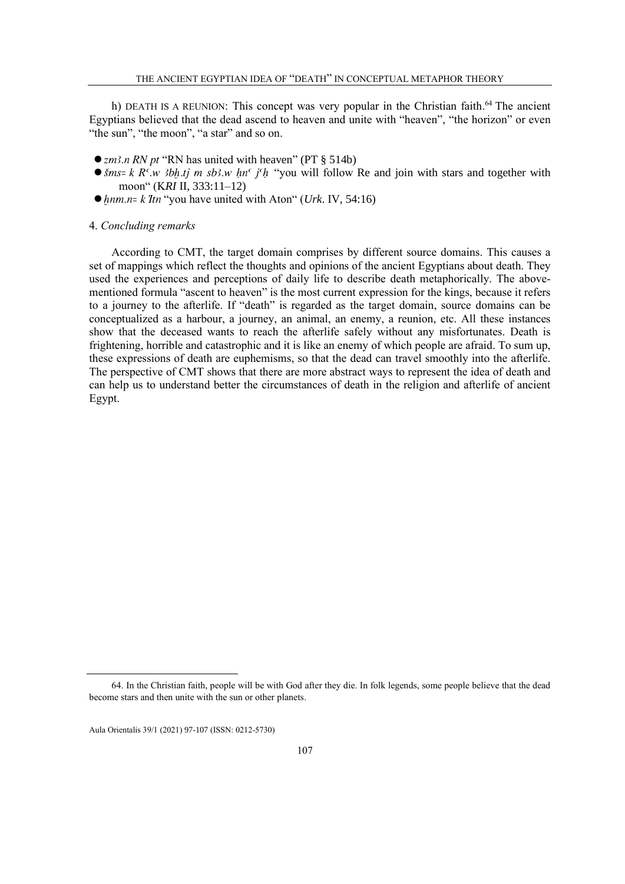h) DEATH IS A REUNION: This concept was very popular in the Christian faith.[64] The ancient Egyptians believed that the dead ascend to heaven and unite with "heaven", "the horizon" or even "the sun", "the moon", "a star" and so on.

- *zmꜣ.n RN pt* "RN has united with heaven" (PT § 514b)
- *šms= k Rꜥ.w ꜣbḫ.tj m sbꜣ.w ḥnꜥ jꜥḥ* "you will follow Re and join with stars and together with moon" (K*RI* II, 333:11–12)
- *ḫnm.n= k Ỉtn* "you have united with Aton" (*Urk*. IV, 54:16)

4. *Concluding remarks*

According to CMT, the target domain comprises by different source domains. This causes a set of mappings which reflect the thoughts and opinions of the ancient Egyptians about death. They used the experiences and perceptions of daily life to describe death metaphorically. The above-mentioned formula "ascent to heaven" is the most current expression for the kings, because it refers to a journey to the afterlife. If "death" is regarded as the target domain, source domains can be conceptualized as a harbour, a journey, an animal, an enemy, a reunion, etc. All these instances show that the deceased wants to reach the afterlife safely without any misfortunates. Death is frightening, horrible and catastrophic and it is like an enemy of which people are afraid. To sum up, these expressions of death are euphemisms, so that the dead can travel smoothly into the afterlife. The perspective of CMT shows that there are more abstract ways to represent the idea of death and can help us to understand better the circumstances of death in the religion and afterlife of ancient Egypt.

---

64. In the Christian faith, people will be with God after they die. In folk legends, some people believe that the dead become stars and then unite with the sun or other planets.